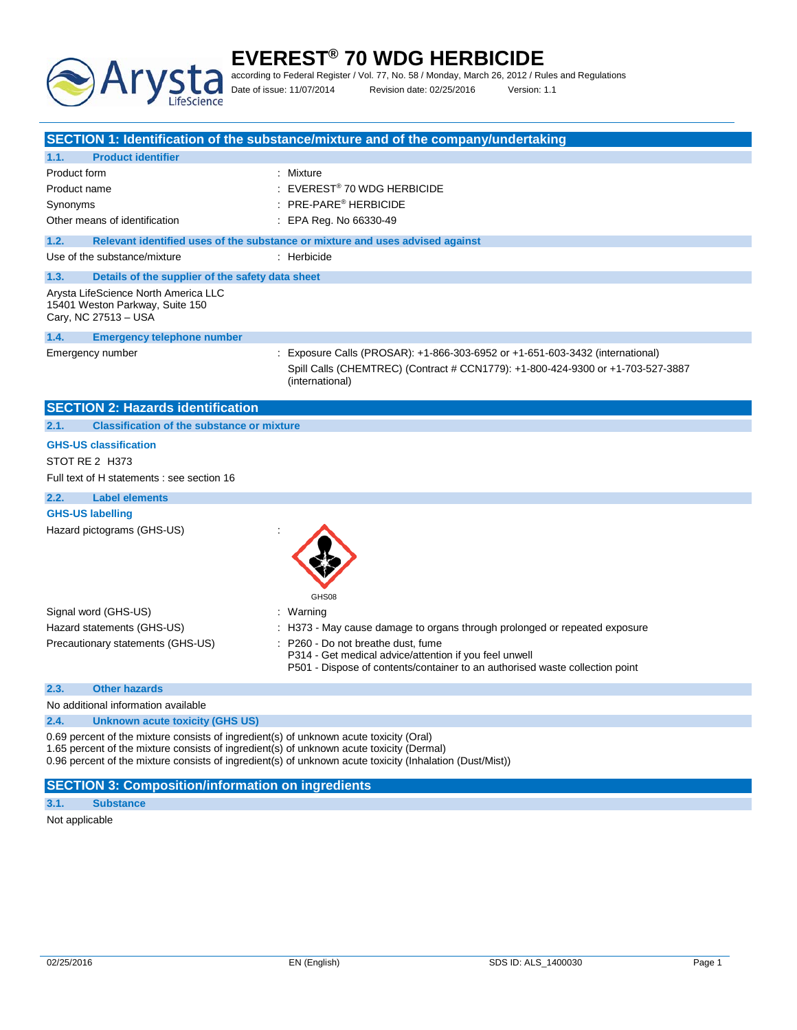# EVEREST® 70 WDG HERBICIDE

according to Federal Register / Vol. 77, No. 58 / Monday, March 26, 2012 / Rules and Regulations

Date of issue: 11/07/2014 Revision date: 02/25/2016 Version: 1.1

## SECTION 1: Identification of the substance/mixture and of the company/undertaking

### 1.1. Product identifier

| | |
|---|---|
| Product form | : Mixture |
| Product name | : EVEREST® 70 WDG HERBICIDE |
| Synonyms | : PRE-PARE® HERBICIDE |
| Other means of identification | : EPA Reg. No 66330-49 |

### 1.2. Relevant identified uses of the substance or mixture and uses advised against

| | |
|---|---|
| Use of the substance/mixture | : Herbicide |

### 1.3. Details of the supplier of the safety data sheet

Arysta LifeScience North America LLC
15401 Weston Parkway, Suite 150
Cary, NC 27513 – USA

### 1.4. Emergency telephone number

| | |
|---|---|
| Emergency number | : Exposure Calls (PROSAR): +1-866-303-6952 or +1-651-603-3432 (international)<br>Spill Calls (CHEMTREC) (Contract # CCN1779): +1-800-424-9300 or +1-703-527-3887 (international) |

## SECTION 2: Hazards identification

### 2.1. Classification of the substance or mixture

**GHS-US classification**

STOT RE 2 H373

Full text of H statements : see section 16

### 2.2. Label elements

**GHS-US labelling**

| | |
|---|---|
| Hazard pictograms (GHS-US) | : GHS08 |
| Signal word (GHS-US) | : Warning |
| Hazard statements (GHS-US) | : H373 - May cause damage to organs through prolonged or repeated exposure |
| Precautionary statements (GHS-US) | : P260 - Do not breathe dust, fume<br>P314 - Get medical advice/attention if you feel unwell<br>P501 - Dispose of contents/container to an authorised waste collection point |

### 2.3. Other hazards

No additional information available

### 2.4. Unknown acute toxicity (GHS US)

0.69 percent of the mixture consists of ingredient(s) of unknown acute toxicity (Oral)
1.65 percent of the mixture consists of ingredient(s) of unknown acute toxicity (Dermal)
0.96 percent of the mixture consists of ingredient(s) of unknown acute toxicity (Inhalation (Dust/Mist))

## SECTION 3: Composition/information on ingredients

### 3.1. Substance

Not applicable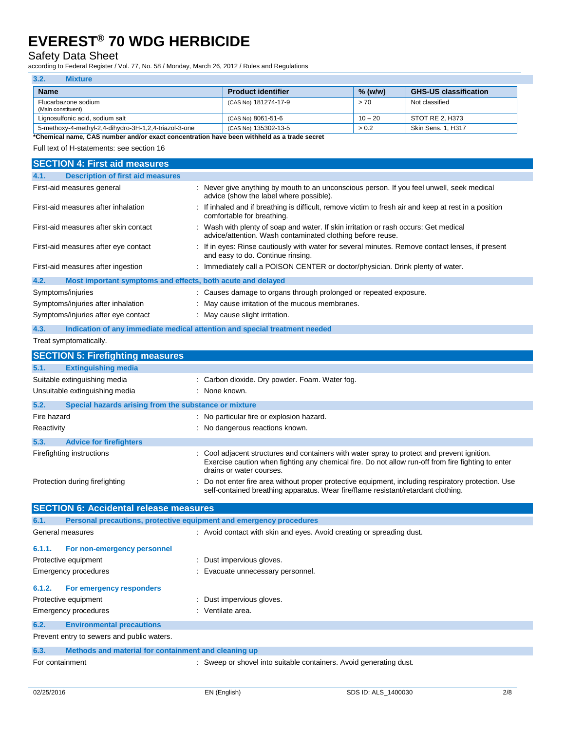### 3.2. Mixture

| Name | Product identifier | % (w/w) | GHS-US classification |
|---|---|---|---|
| Flucarbazone sodium (Main constituent) | (CAS No) 181274-17-9 | > 70 | Not classified |
| Lignosulfonic acid, sodium salt | (CAS No) 8061-51-6 | 10 – 20 | STOT RE 2, H373 |
| 5-methoxy-4-methyl-2,4-dihydro-3H-1,2,4-triazol-3-one | (CAS No) 135302-13-5 | > 0.2 | Skin Sens. 1, H317 |

**\*Chemical name, CAS number and/or exact concentration have been withheld as a trade secret**

Full text of H-statements: see section 16

## SECTION 4: First aid measures

### 4.1. Description of first aid measures

First-aid measures general : Never give anything by mouth to an unconscious person. If you feel unwell, seek medical advice (show the label where possible).

First-aid measures after inhalation : If inhaled and if breathing is difficult, remove victim to fresh air and keep at rest in a position comfortable for breathing.

First-aid measures after skin contact : Wash with plenty of soap and water. If skin irritation or rash occurs: Get medical advice/attention. Wash contaminated clothing before reuse.

First-aid measures after eye contact : If in eyes: Rinse cautiously with water for several minutes. Remove contact lenses, if present and easy to do. Continue rinsing.

First-aid measures after ingestion : Immediately call a POISON CENTER or doctor/physician. Drink plenty of water.

### 4.2. Most important symptoms and effects, both acute and delayed

Symptoms/injuries : Causes damage to organs through prolonged or repeated exposure.

Symptoms/injuries after inhalation : May cause irritation of the mucous membranes.

Symptoms/injuries after eye contact : May cause slight irritation.

### 4.3. Indication of any immediate medical attention and special treatment needed

Treat symptomatically.

## SECTION 5: Firefighting measures

### 5.1. Extinguishing media

Suitable extinguishing media : Carbon dioxide. Dry powder. Foam. Water fog.

Unsuitable extinguishing media : None known.

### 5.2. Special hazards arising from the substance or mixture

Fire hazard : No particular fire or explosion hazard.

Reactivity : No dangerous reactions known.

### 5.3. Advice for firefighters

Firefighting instructions : Cool adjacent structures and containers with water spray to protect and prevent ignition. Exercise caution when fighting any chemical fire. Do not allow run-off from fire fighting to enter drains or water courses.

Protection during firefighting : Do not enter fire area without proper protective equipment, including respiratory protection. Use self-contained breathing apparatus. Wear fire/flame resistant/retardant clothing.

## SECTION 6: Accidental release measures

### 6.1. Personal precautions, protective equipment and emergency procedures

General measures : Avoid contact with skin and eyes. Avoid creating or spreading dust.

#### 6.1.1. For non-emergency personnel

Protective equipment : Dust impervious gloves.

Emergency procedures : Evacuate unnecessary personnel.

#### 6.1.2. For emergency responders

Protective equipment : Dust impervious gloves.

Emergency procedures : Ventilate area.

### 6.2. Environmental precautions

Prevent entry to sewers and public waters.

### 6.3. Methods and material for containment and cleaning up

For containment : Sweep or shovel into suitable containers. Avoid generating dust.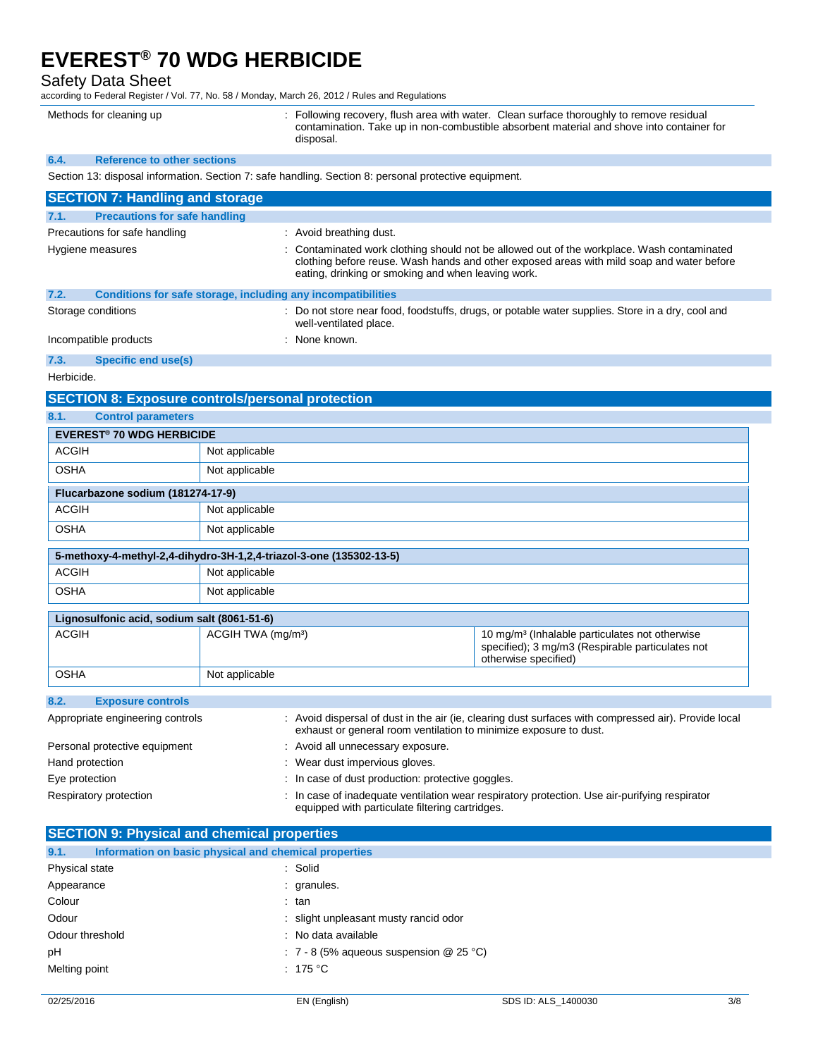| | |
|---|---|
| Methods for cleaning up | : Following recovery, flush area with water. Clean surface thoroughly to remove residual contamination. Take up in non-combustible absorbent material and shove into container for disposal. |

### 6.4. Reference to other sections

Section 13: disposal information. Section 7: safe handling. Section 8: personal protective equipment.

## SECTION 7: Handling and storage

### 7.1. Precautions for safe handling

| | |
|---|---|
| Precautions for safe handling | : Avoid breathing dust. |
| Hygiene measures | : Contaminated work clothing should not be allowed out of the workplace. Wash contaminated clothing before reuse. Wash hands and other exposed areas with mild soap and water before eating, drinking or smoking and when leaving work. |

### 7.2. Conditions for safe storage, including any incompatibilities

| | |
|---|---|
| Storage conditions | : Do not store near food, foodstuffs, drugs, or potable water supplies. Store in a dry, cool and well-ventilated place. |
| Incompatible products | : None known. |

### 7.3. Specific end use(s)

Herbicide.

## SECTION 8: Exposure controls/personal protection

### 8.1. Control parameters

| EVEREST® 70 WDG HERBICIDE | |
|---|---|
| ACGIH | Not applicable |
| OSHA | Not applicable |

| Flucarbazone sodium (181274-17-9) | |
|---|---|
| ACGIH | Not applicable |
| OSHA | Not applicable |

| 5-methoxy-4-methyl-2,4-dihydro-3H-1,2,4-triazol-3-one (135302-13-5) | |
|---|---|
| ACGIH | Not applicable |
| OSHA | Not applicable |

| Lignosulfonic acid, sodium salt (8061-51-6) | | |
|---|---|---|
| ACGIH | ACGIH TWA (mg/m³) | 10 mg/m³ (Inhalable particulates not otherwise specified); 3 mg/m3 (Respirable particulates not otherwise specified) |
| OSHA | Not applicable | |

### 8.2. Exposure controls

| | |
|---|---|
| Appropriate engineering controls | : Avoid dispersal of dust in the air (ie, clearing dust surfaces with compressed air). Provide local exhaust or general room ventilation to minimize exposure to dust. |
| Personal protective equipment | : Avoid all unnecessary exposure. |
| Hand protection | : Wear dust impervious gloves. |
| Eye protection | : In case of dust production: protective goggles. |
| Respiratory protection | : In case of inadequate ventilation wear respiratory protection. Use air-purifying respirator equipped with particulate filtering cartridges. |

## SECTION 9: Physical and chemical properties

### 9.1. Information on basic physical and chemical properties

| | |
|---|---|
| Physical state | : Solid |
| Appearance | : granules. |
| Colour | : tan |
| Odour | : slight unpleasant musty rancid odor |
| Odour threshold | : No data available |
| pH | : 7 - 8 (5% aqueous suspension @ 25 °C) |
| Melting point | : 175 °C |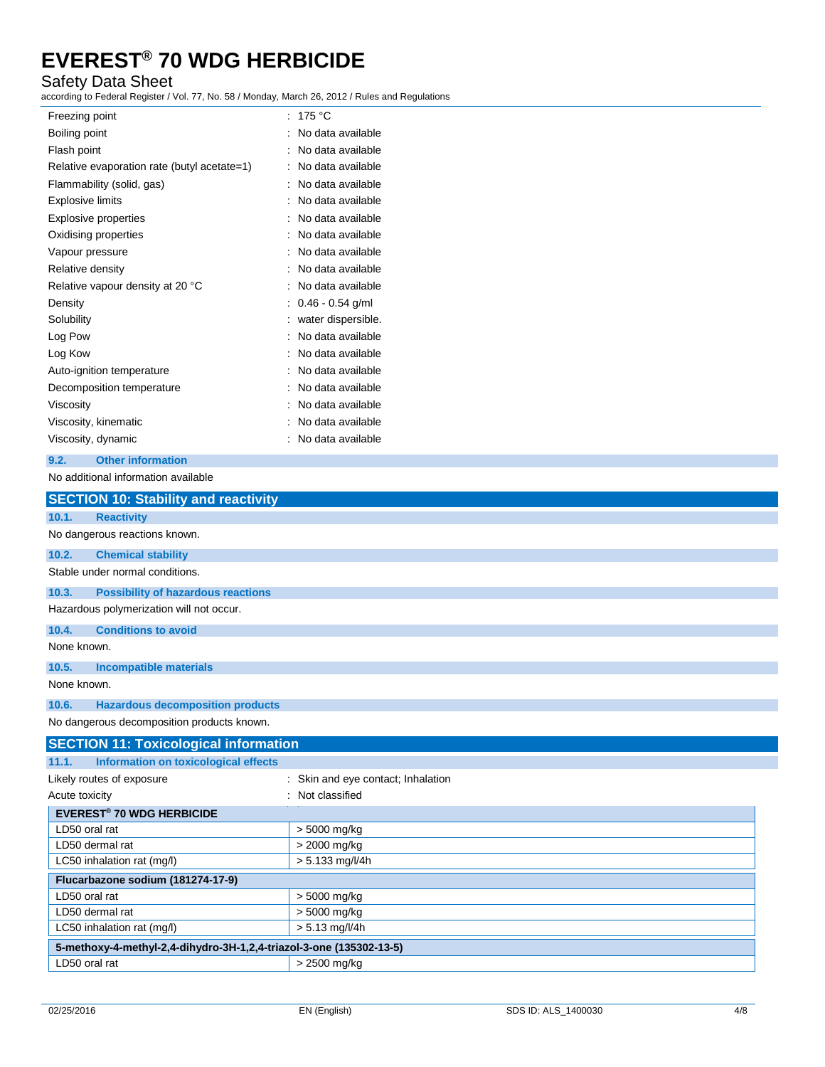| | |
|---|---|
| Freezing point | : 175 °C |
| Boiling point | : No data available |
| Flash point | : No data available |
| Relative evaporation rate (butyl acetate=1) | : No data available |
| Flammability (solid, gas) | : No data available |
| Explosive limits | : No data available |
| Explosive properties | : No data available |
| Oxidising properties | : No data available |
| Vapour pressure | : No data available |
| Relative density | : No data available |
| Relative vapour density at 20 °C | : No data available |
| Density | : 0.46 - 0.54 g/ml |
| Solubility | : water dispersible. |
| Log Pow | : No data available |
| Log Kow | : No data available |
| Auto-ignition temperature | : No data available |
| Decomposition temperature | : No data available |
| Viscosity | : No data available |
| Viscosity, kinematic | : No data available |
| Viscosity, dynamic | : No data available |

### 9.2. Other information

No additional information available

## SECTION 10: Stability and reactivity

### 10.1. Reactivity

No dangerous reactions known.

### 10.2. Chemical stability

Stable under normal conditions.

### 10.3. Possibility of hazardous reactions

Hazardous polymerization will not occur.

### 10.4. Conditions to avoid

None known.

### 10.5. Incompatible materials

None known.

### 10.6. Hazardous decomposition products

No dangerous decomposition products known.

## SECTION 11: Toxicological information

### 11.1. Information on toxicological effects

| | |
|---|---|
| Likely routes of exposure | : Skin and eye contact; Inhalation |
| Acute toxicity | : Not classified |

| **EVEREST® 70 WDG HERBICIDE** | |
|---|---|
| LD50 oral rat | > 5000 mg/kg |
| LD50 dermal rat | > 2000 mg/kg |
| LC50 inhalation rat (mg/l) | > 5.133 mg/l/4h |

| **Flucarbazone sodium (181274-17-9)** | |
|---|---|
| LD50 oral rat | > 5000 mg/kg |
| LD50 dermal rat | > 5000 mg/kg |
| LC50 inhalation rat (mg/l) | > 5.13 mg/l/4h |

| **5-methoxy-4-methyl-2,4-dihydro-3H-1,2,4-triazol-3-one (135302-13-5)** | |
|---|---|
| LD50 oral rat | > 2500 mg/kg |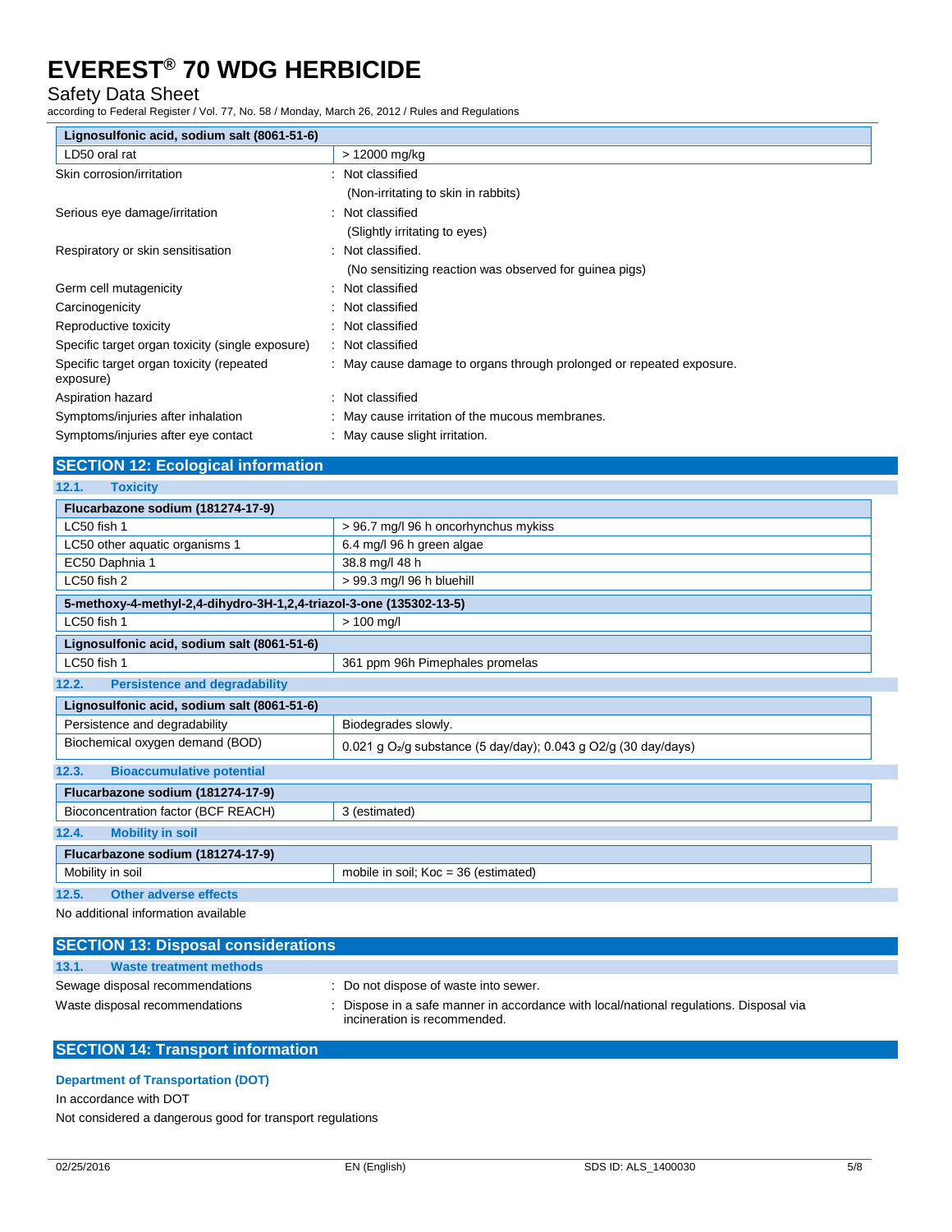| Lignosulfonic acid, sodium salt (8061-51-6) | |
|---|---|
| LD50 oral rat | > 12000 mg/kg |

Skin corrosion/irritation : Not classified

(Non-irritating to skin in rabbits)

Serious eye damage/irritation : Not classified

(Slightly irritating to eyes)

Respiratory or skin sensitisation : Not classified.

(No sensitizing reaction was observed for guinea pigs)

Germ cell mutagenicity : Not classified

Carcinogenicity : Not classified

Reproductive toxicity : Not classified

Specific target organ toxicity (single exposure) : Not classified

Specific target organ toxicity (repeated exposure) : May cause damage to organs through prolonged or repeated exposure.

Aspiration hazard : Not classified

Symptoms/injuries after inhalation : May cause irritation of the mucous membranes.

Symptoms/injuries after eye contact : May cause slight irritation.

## SECTION 12: Ecological information

### 12.1. Toxicity

| Flucarbazone sodium (181274-17-9) | |
|---|---|
| LC50 fish 1 | > 96.7 mg/l 96 h oncorhynchus mykiss |
| LC50 other aquatic organisms 1 | 6.4 mg/l 96 h green algae |
| EC50 Daphnia 1 | 38.8 mg/l 48 h |
| LC50 fish 2 | > 99.3 mg/l 96 h bluehill |

| 5-methoxy-4-methyl-2,4-dihydro-3H-1,2,4-triazol-3-one (135302-13-5) | |
|---|---|
| LC50 fish 1 | > 100 mg/l |

| Lignosulfonic acid, sodium salt (8061-51-6) | |
|---|---|
| LC50 fish 1 | 361 ppm 96h Pimephales promelas |

### 12.2. Persistence and degradability

| Lignosulfonic acid, sodium salt (8061-51-6) | |
|---|---|
| Persistence and degradability | Biodegrades slowly. |
| Biochemical oxygen demand (BOD) | 0.021 g $O_2$/g substance (5 day/day); 0.043 g $O_2$/g (30 day/days) |

### 12.3. Bioaccumulative potential

| Flucarbazone sodium (181274-17-9) | |
|---|---|
| Bioconcentration factor (BCF REACH) | 3 (estimated) |

### 12.4. Mobility in soil

| Flucarbazone sodium (181274-17-9) | |
|---|---|
| Mobility in soil | mobile in soil; Koc = 36 (estimated) |

### 12.5. Other adverse effects

No additional information available

## SECTION 13: Disposal considerations

### 13.1. Waste treatment methods

Sewage disposal recommendations : Do not dispose of waste into sewer.

Waste disposal recommendations : Dispose in a safe manner in accordance with local/national regulations. Disposal via incineration is recommended.

## SECTION 14: Transport information

**Department of Transportation (DOT)**

In accordance with DOT

Not considered a dangerous good for transport regulations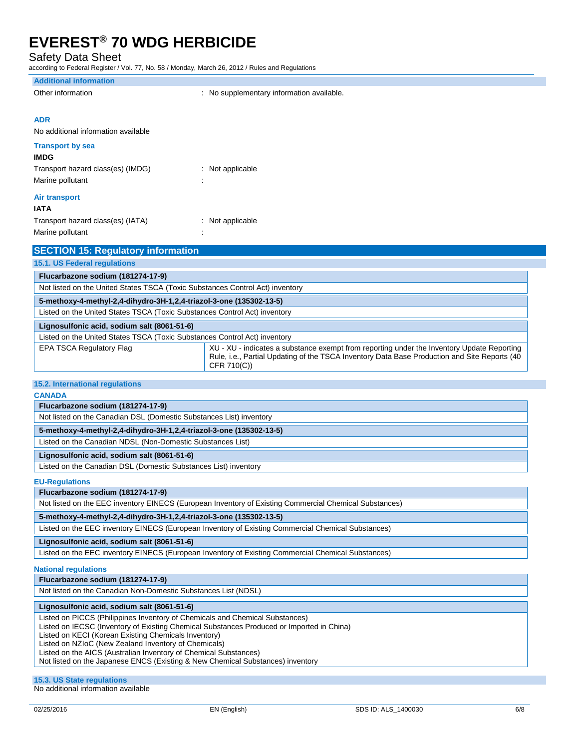**Additional information**

Other information : No supplementary information available.

**ADR**

No additional information available

**Transport by sea**

**IMDG**

Transport hazard class(es) (IMDG) : Not applicable

Marine pollutant :

**Air transport**

**IATA**

Transport hazard class(es) (IATA) : Not applicable

Marine pollutant :

## SECTION 15: Regulatory information

### 15.1. US Federal regulations

| **Flucarbazone sodium (181274-17-9)** | |
|---|---|
| Not listed on the United States TSCA (Toxic Substances Control Act) inventory | |

| **5-methoxy-4-methyl-2,4-dihydro-3H-1,2,4-triazol-3-one (135302-13-5)** | |
|---|---|
| Listed on the United States TSCA (Toxic Substances Control Act) inventory | |

| **Lignosulfonic acid, sodium salt (8061-51-6)** | |
|---|---|
| Listed on the United States TSCA (Toxic Substances Control Act) inventory | |
| EPA TSCA Regulatory Flag | XU - XU - indicates a substance exempt from reporting under the Inventory Update Reporting Rule, i.e., Partial Updating of the TSCA Inventory Data Base Production and Site Reports (40 CFR 710(C)) |

### 15.2. International regulations

**CANADA**

| **Flucarbazone sodium (181274-17-9)** |
|---|
| Not listed on the Canadian DSL (Domestic Substances List) inventory |

| **5-methoxy-4-methyl-2,4-dihydro-3H-1,2,4-triazol-3-one (135302-13-5)** |
|---|
| Listed on the Canadian NDSL (Non-Domestic Substances List) |

| **Lignosulfonic acid, sodium salt (8061-51-6)** |
|---|
| Listed on the Canadian DSL (Domestic Substances List) inventory |

**EU-Regulations**

| **Flucarbazone sodium (181274-17-9)** |
|---|
| Not listed on the EEC inventory EINECS (European Inventory of Existing Commercial Chemical Substances) |

| **5-methoxy-4-methyl-2,4-dihydro-3H-1,2,4-triazol-3-one (135302-13-5)** |
|---|
| Listed on the EEC inventory EINECS (European Inventory of Existing Commercial Chemical Substances) |

| **Lignosulfonic acid, sodium salt (8061-51-6)** |
|---|
| Listed on the EEC inventory EINECS (European Inventory of Existing Commercial Chemical Substances) |

**National regulations**

| **Flucarbazone sodium (181274-17-9)** |
|---|
| Not listed on the Canadian Non-Domestic Substances List (NDSL) |

| **Lignosulfonic acid, sodium salt (8061-51-6)** |
|---|
| Listed on PICCS (Philippines Inventory of Chemicals and Chemical Substances)<br>Listed on IECSC (Inventory of Existing Chemical Substances Produced or Imported in China)<br>Listed on KECI (Korean Existing Chemicals Inventory)<br>Listed on NZIoC (New Zealand Inventory of Chemicals)<br>Listed on the AICS (Australian Inventory of Chemical Substances)<br>Not listed on the Japanese ENCS (Existing & New Chemical Substances) inventory |

### 15.3. US State regulations

No additional information available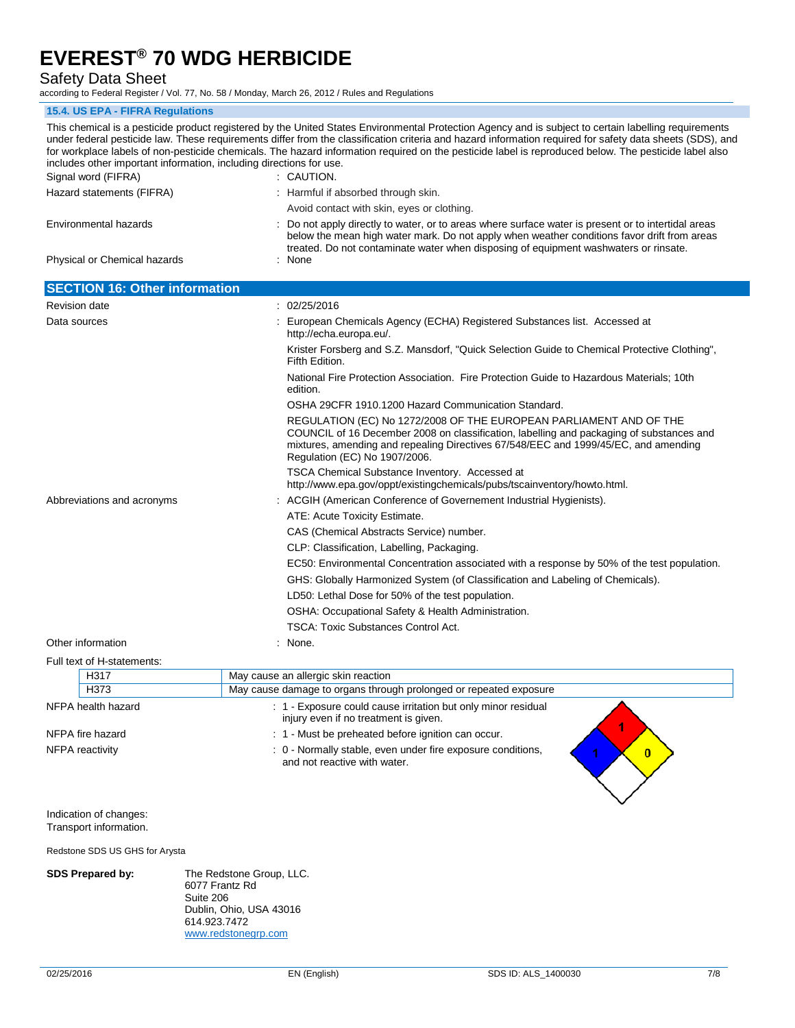### 15.4. US EPA - FIFRA Regulations

This chemical is a pesticide product registered by the United States Environmental Protection Agency and is subject to certain labelling requirements under federal pesticide law. These requirements differ from the classification criteria and hazard information required for safety data sheets (SDS), and for workplace labels of non-pesticide chemicals. The hazard information required on the pesticide label is reproduced below. The pesticide label also includes other important information, including directions for use.

| | |
|---|---|
| Signal word (FIFRA) | : CAUTION. |
| Hazard statements (FIFRA) | : Harmful if absorbed through skin.<br>Avoid contact with skin, eyes or clothing. |
| Environmental hazards | : Do not apply directly to water, or to areas where surface water is present or to intertidal areas below the mean high water mark. Do not apply when weather conditions favor drift from areas treated. Do not contaminate water when disposing of equipment washwaters or rinsate. |
| Physical or Chemical hazards | : None |

## SECTION 16: Other information

| | |
|---|---|
| Revision date | : 02/25/2016 |
| Data sources | : European Chemicals Agency (ECHA) Registered Substances list. Accessed at http://echa.europa.eu/.<br>Krister Forsberg and S.Z. Mansdorf, "Quick Selection Guide to Chemical Protective Clothing", Fifth Edition.<br>National Fire Protection Association. Fire Protection Guide to Hazardous Materials; 10th edition.<br>OSHA 29CFR 1910.1200 Hazard Communication Standard.<br>REGULATION (EC) No 1272/2008 OF THE EUROPEAN PARLIAMENT AND OF THE COUNCIL of 16 December 2008 on classification, labelling and packaging of substances and mixtures, amending and repealing Directives 67/548/EEC and 1999/45/EC, and amending Regulation (EC) No 1907/2006.<br>TSCA Chemical Substance Inventory. Accessed at http://www.epa.gov/oppt/existingchemicals/pubs/tscainventory/howto.html. |
| Abbreviations and acronyms | : ACGIH (American Conference of Governement Industrial Hygienists).<br>ATE: Acute Toxicity Estimate.<br>CAS (Chemical Abstracts Service) number.<br>CLP: Classification, Labelling, Packaging.<br>EC50: Environmental Concentration associated with a response by 50% of the test population.<br>GHS: Globally Harmonized System (of Classification and Labeling of Chemicals).<br>LD50: Lethal Dose for 50% of the test population.<br>OSHA: Occupational Safety & Health Administration.<br>TSCA: Toxic Substances Control Act. |
| Other information | : None. |

Full text of H-statements:

| | |
|---|---|
| H317 | May cause an allergic skin reaction |
| H373 | May cause damage to organs through prolonged or repeated exposure |

| | |
|---|---|
| NFPA health hazard | : 1 - Exposure could cause irritation but only minor residual injury even if no treatment is given. |
| NFPA fire hazard | : 1 - Must be preheated before ignition can occur. |
| NFPA reactivity | : 0 - Normally stable, even under fire exposure conditions, and not reactive with water. |

Indication of changes:
Transport information.

Redstone SDS US GHS for Arysta

**SDS Prepared by:** The Redstone Group, LLC.
6077 Frantz Rd
Suite 206
Dublin, Ohio, USA 43016
614.923.7472
www.redstonegrp.com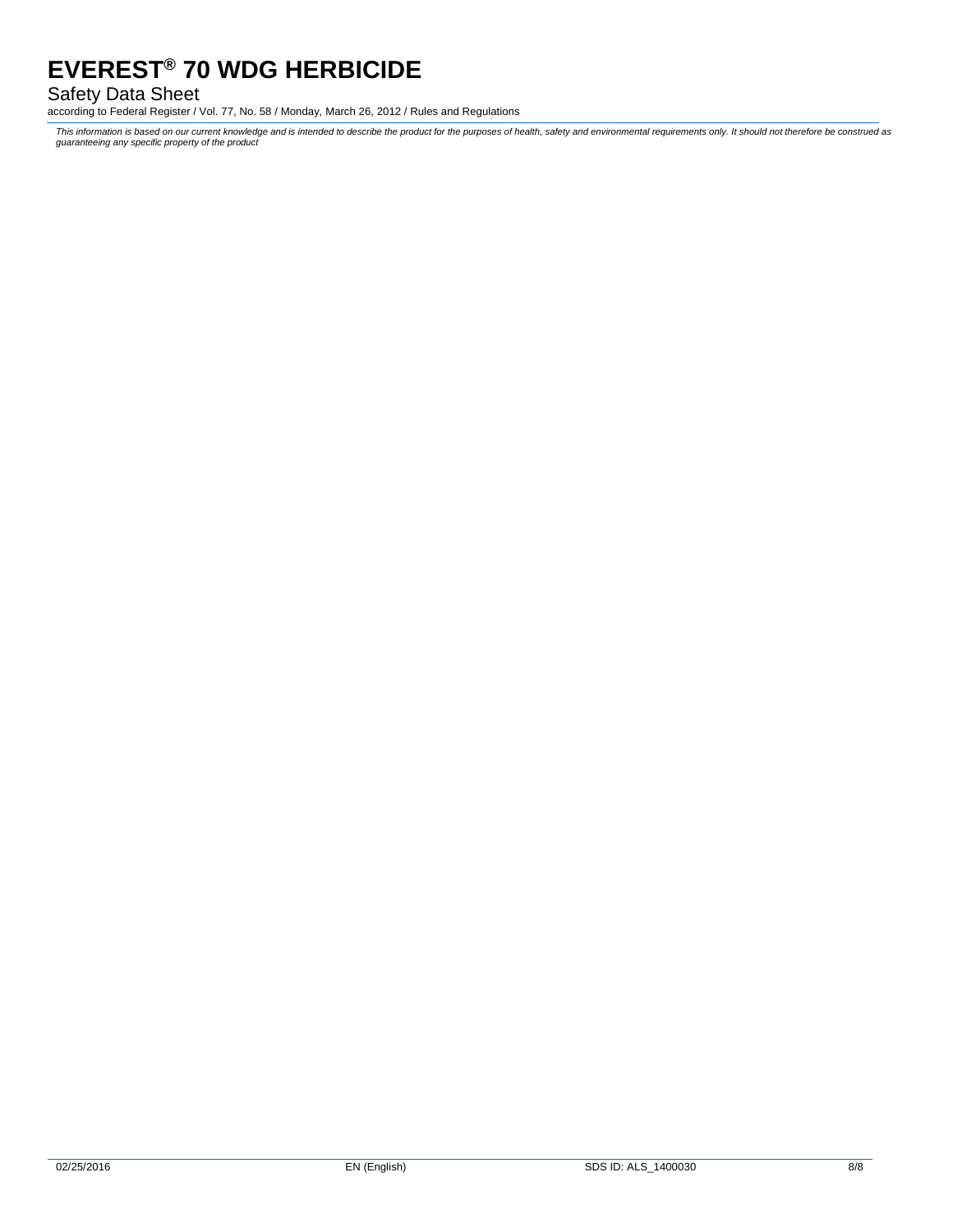*This information is based on our current knowledge and is intended to describe the product for the purposes of health, safety and environmental requirements only. It should not therefore be construed as guaranteeing any specific property of the product*